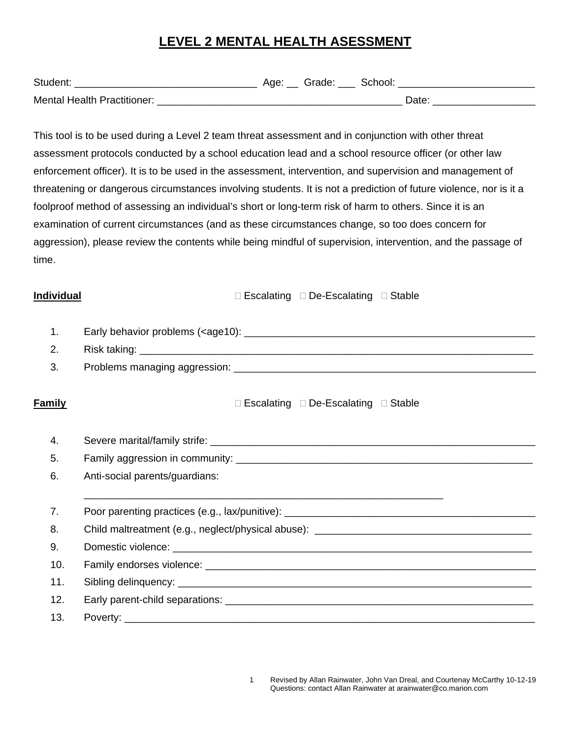# LEVEL 2 MENTAL HEALTH ASESSMENT

Student: ________________________________ Age: __ Grade: ___ School: ________________________

Mental Health Practitioner: ____________________________________________ Date: _________________

This tool is to be used during a Level 2 team threat assessment and in conjunction with other threat assessment protocols conducted by a school education lead and a school resource officer (or other law enforcement officer). It is to be used in the assessment, intervention, and supervision and management of threatening or dangerous circumstances involving students. It is not a prediction of future violence, nor is it a foolproof method of assessing an individual's short or long-term risk of harm to others. Since it is an examination of current circumstances (and as these circumstances change, so too does concern for aggression), please review the contents while being mindful of supervision, intervention, and the passage of time.

**Individual** ☐ Escalating ☐ De-Escalating ☐ Stable

1. Early behavior problems (<age10): ________________________________________________
2. Risk taking: ________________________________________________________________________
3. Problems managing aggression: ____________________________________________________

**Family** ☐ Escalating ☐ De-Escalating ☐ Stable

4. Severe marital/family strife: ________________________________________________________
5. Family aggression in community: ___________________________________________________
6. Anti-social parents/guardians: ________________________________________________________
7. Poor parenting practices (e.g., lax/punitive): ______________________________________________
8. Child maltreatment (e.g., neglect/physical abuse): ___________________________________
9. Domestic violence: ___________________________________________________________________
10. Family endorses violence: ______________________________________________________________
11. Sibling delinquency: __________________________________________________________________
12. Early parent-child separations: _________________________________________________________
13. Poverty: _____________________________________________________________________________

Revised by Allan Rainwater, John Van Dreal, and Courtenay McCarthy 10-12-19
Questions: contact Allan Rainwater at arainwater@co.marion.com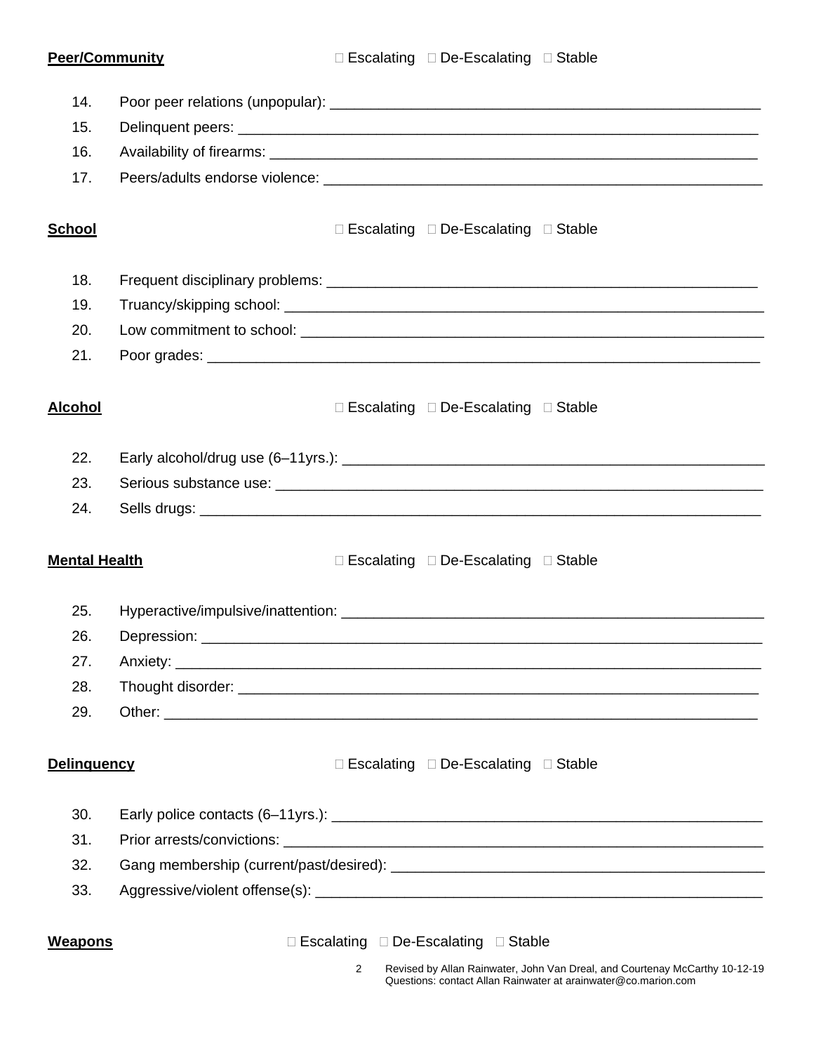**Peer/Community** ☐ Escalating ☐ De-Escalating ☐ Stable

14. Poor peer relations (unpopular): ______________________________________________________
15. Delinquent peers: ______________________________________________________________
16. Availability of firearms: __________________________________________________________
17. Peers/adults endorse violence: ____________________________________________________

**School** ☐ Escalating ☐ De-Escalating ☐ Stable

18. Frequent disciplinary problems: ___________________________________________________
19. Truancy/skipping school: _________________________________________________________
20. Low commitment to school: ________________________________________________________
21. Poor grades: __________________________________________________________________

**Alcohol** ☐ Escalating ☐ De-Escalating ☐ Stable

22. Early alcohol/drug use (6–11yrs.): ___________________________________________________
23. Serious substance use: ___________________________________________________________
24. Sells drugs: ___________________________________________________________________

**Mental Health** ☐ Escalating ☐ De-Escalating ☐ Stable

25. Hyperactive/impulsive/inattention: ____________________________________________________
26. Depression: ___________________________________________________________________
27. Anxiety: ______________________________________________________________________
28. Thought disorder: _______________________________________________________________
29. Other: _______________________________________________________________________

**Delinquency** ☐ Escalating ☐ De-Escalating ☐ Stable

30. Early police contacts (6–11yrs.): ____________________________________________________
31. Prior arrests/convictions: __________________________________________________________
32. Gang membership (current/past/desired): ______________________________________________
33. Aggressive/violent offense(s): ______________________________________________________

**Weapons** ☐ Escalating ☐ De-Escalating ☐ Stable

Revised by Allan Rainwater, John Van Dreal, and Courtenay McCarthy 10-12-19
Questions: contact Allan Rainwater at arainwater@co.marion.com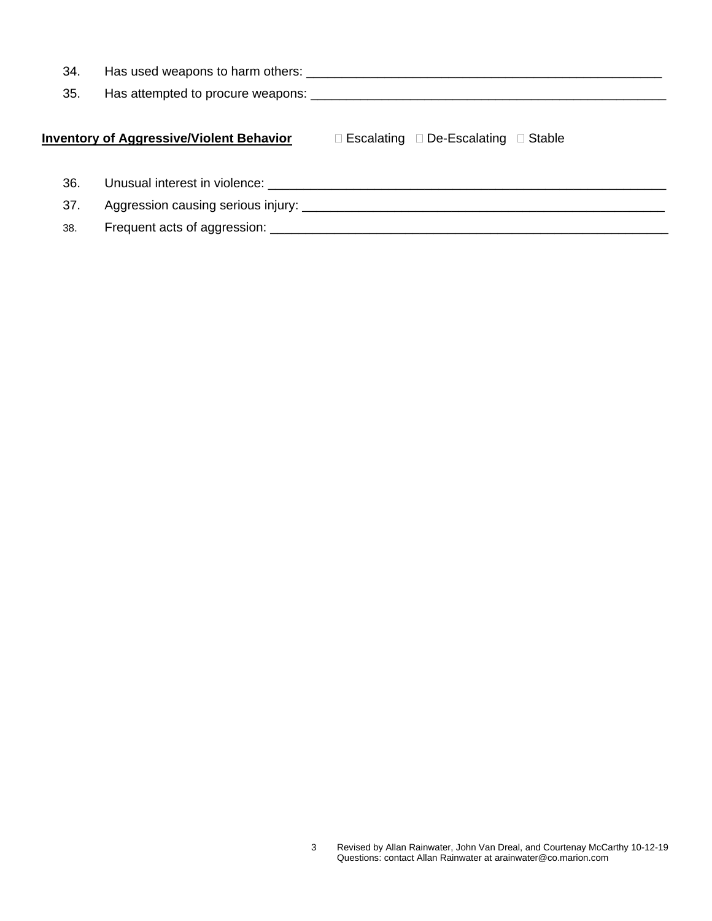34. Has used weapons to harm others: ___________________________________________________

35. Has attempted to procure weapons: ___________________________________________________

**Inventory of Aggressive/Violent Behavior** ☐ Escalating ☐ De-Escalating ☐ Stable

36. Unusual interest in violence: ___________________________________________________

37. Aggression causing serious injury: ___________________________________________________

38. Frequent acts of aggression: ___________________________________________________

Revised by Allan Rainwater, John Van Dreal, and Courtenay McCarthy 10-12-19
Questions: contact Allan Rainwater at arainwater@co.marion.com